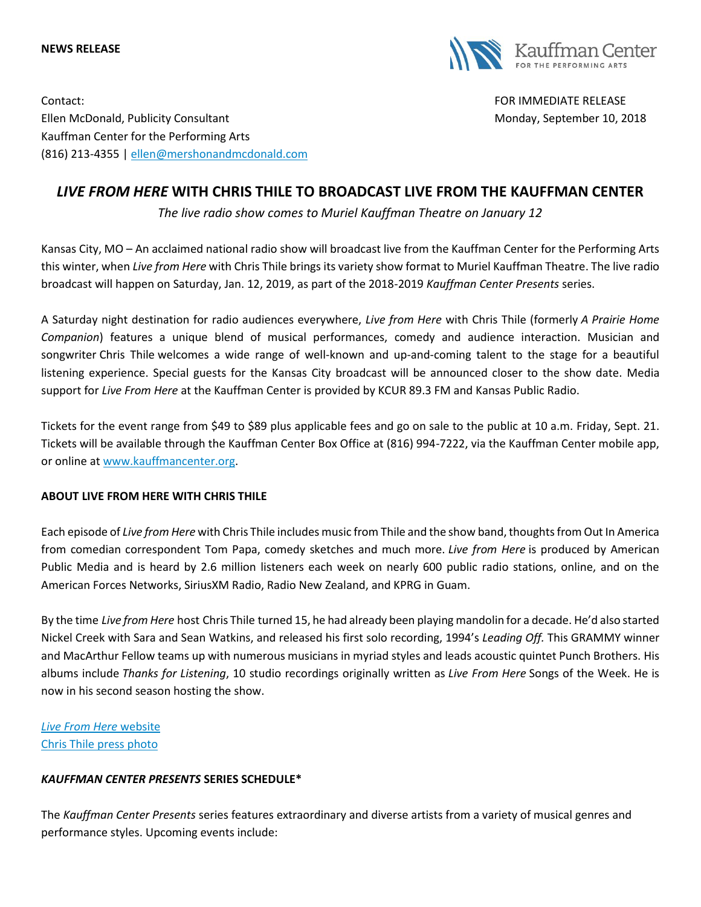**NEWS RELEASE**

Kauffman Center FOR THE PERFORMING ARTS

Contact:
Ellen McDonald, Publicity Consultant
Kauffman Center for the Performing Arts
(816) 213-4355 | ellen@mershonandmcdonald.com

FOR IMMEDIATE RELEASE
Monday, September 10, 2018

# *LIVE FROM HERE* WITH CHRIS THILE TO BROADCAST LIVE FROM THE KAUFFMAN CENTER

*The live radio show comes to Muriel Kauffman Theatre on January 12*

Kansas City, MO – An acclaimed national radio show will broadcast live from the Kauffman Center for the Performing Arts this winter, when *Live from Here* with Chris Thile brings its variety show format to Muriel Kauffman Theatre. The live radio broadcast will happen on Saturday, Jan. 12, 2019, as part of the 2018-2019 *Kauffman Center Presents* series.

A Saturday night destination for radio audiences everywhere, *Live from Here* with Chris Thile (formerly *A Prairie Home Companion*) features a unique blend of musical performances, comedy and audience interaction. Musician and songwriter Chris Thile welcomes a wide range of well-known and up-and-coming talent to the stage for a beautiful listening experience. Special guests for the Kansas City broadcast will be announced closer to the show date. Media support for *Live From Here* at the Kauffman Center is provided by KCUR 89.3 FM and Kansas Public Radio.

Tickets for the event range from $49 to $89 plus applicable fees and go on sale to the public at 10 a.m. Friday, Sept. 21. Tickets will be available through the Kauffman Center Box Office at (816) 994-7222, via the Kauffman Center mobile app, or online at www.kauffmancenter.org.

**ABOUT LIVE FROM HERE WITH CHRIS THILE**

Each episode of *Live from Here* with Chris Thile includes music from Thile and the show band, thoughts from Out In America from comedian correspondent Tom Papa, comedy sketches and much more. *Live from Here* is produced by American Public Media and is heard by 2.6 million listeners each week on nearly 600 public radio stations, online, and on the American Forces Networks, SiriusXM Radio, Radio New Zealand, and KPRG in Guam.

By the time *Live from Here* host Chris Thile turned 15, he had already been playing mandolin for a decade. He'd also started Nickel Creek with Sara and Sean Watkins, and released his first solo recording, 1994's *Leading Off.* This GRAMMY winner and MacArthur Fellow teams up with numerous musicians in myriad styles and leads acoustic quintet Punch Brothers. His albums include *Thanks for Listening*, 10 studio recordings originally written as *Live From Here* Songs of the Week. He is now in his second season hosting the show.

*Live From Here* website
Chris Thile press photo

***KAUFFMAN CENTER PRESENTS* SERIES SCHEDULE***

The *Kauffman Center Presents* series features extraordinary and diverse artists from a variety of musical genres and performance styles. Upcoming events include: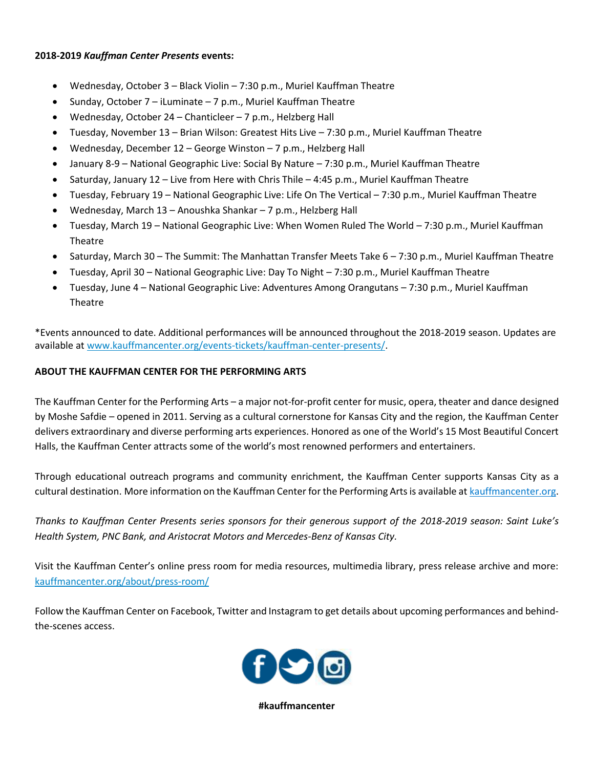**2018-2019 *Kauffman Center Presents* events:**

- Wednesday, October 3 – Black Violin – 7:30 p.m., Muriel Kauffman Theatre
- Sunday, October 7 – iLuminate – 7 p.m., Muriel Kauffman Theatre
- Wednesday, October 24 – Chanticleer – 7 p.m., Helzberg Hall
- Tuesday, November 13 – Brian Wilson: Greatest Hits Live – 7:30 p.m., Muriel Kauffman Theatre
- Wednesday, December 12 – George Winston – 7 p.m., Helzberg Hall
- January 8-9 – National Geographic Live: Social By Nature – 7:30 p.m., Muriel Kauffman Theatre
- Saturday, January 12 – Live from Here with Chris Thile – 4:45 p.m., Muriel Kauffman Theatre
- Tuesday, February 19 – National Geographic Live: Life On The Vertical – 7:30 p.m., Muriel Kauffman Theatre
- Wednesday, March 13 – Anoushka Shankar – 7 p.m., Helzberg Hall
- Tuesday, March 19 – National Geographic Live: When Women Ruled The World – 7:30 p.m., Muriel Kauffman Theatre
- Saturday, March 30 – The Summit: The Manhattan Transfer Meets Take 6 – 7:30 p.m., Muriel Kauffman Theatre
- Tuesday, April 30 – National Geographic Live: Day To Night – 7:30 p.m., Muriel Kauffman Theatre
- Tuesday, June 4 – National Geographic Live: Adventures Among Orangutans – 7:30 p.m., Muriel Kauffman Theatre

*Events announced to date. Additional performances will be announced throughout the 2018-2019 season. Updates are available at www.kauffmancenter.org/events-tickets/kauffman-center-presents/.

**ABOUT THE KAUFFMAN CENTER FOR THE PERFORMING ARTS**

The Kauffman Center for the Performing Arts – a major not-for-profit center for music, opera, theater and dance designed by Moshe Safdie – opened in 2011. Serving as a cultural cornerstone for Kansas City and the region, the Kauffman Center delivers extraordinary and diverse performing arts experiences. Honored as one of the World's 15 Most Beautiful Concert Halls, the Kauffman Center attracts some of the world's most renowned performers and entertainers.

Through educational outreach programs and community enrichment, the Kauffman Center supports Kansas City as a cultural destination. More information on the Kauffman Center for the Performing Arts is available at kauffmancenter.org.

*Thanks to Kauffman Center Presents series sponsors for their generous support of the 2018-2019 season: Saint Luke's Health System, PNC Bank, and Aristocrat Motors and Mercedes-Benz of Kansas City.*

Visit the Kauffman Center's online press room for media resources, multimedia library, press release archive and more: kauffmancenter.org/about/press-room/

Follow the Kauffman Center on Facebook, Twitter and Instagram to get details about upcoming performances and behind-the-scenes access.

**#kauffmancenter**